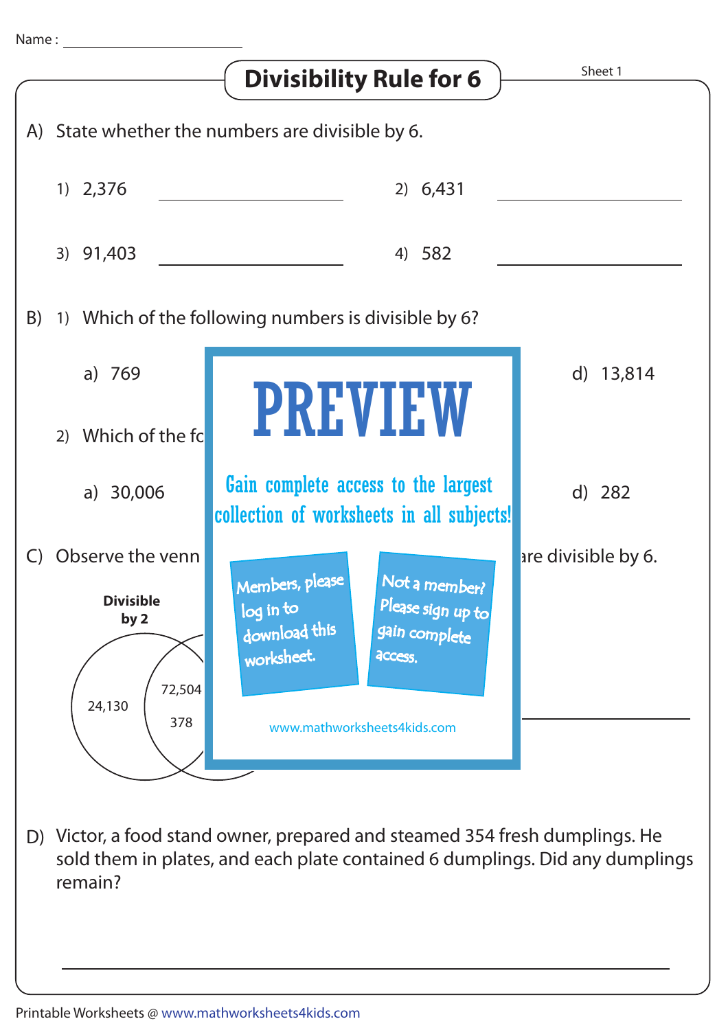Name : ______________________

# Divisibility Rule for 6

Sheet 1

A) State whether the numbers are divisible by 6.

1) 2,376 ______________________ 2) 6,431 ______________________

3) 91,403 ______________________ 4) 582 ______________________

B) 1) Which of the following numbers is divisible by 6?

a) 769 d) 13,814

2) Which of the fo

a) 30,006 d) 282

C) Observe the venn are divisible by 6.

Divisible by 2

24,130

72,504

378

PREVIEW

Gain complete access to the largest collection of worksheets in all subjects!

Members, please log in to download this worksheet.

Not a member? Please sign up to gain complete access.

www.mathworksheets4kids.com

D) Victor, a food stand owner, prepared and steamed 354 fresh dumplings. He sold them in plates, and each plate contained 6 dumplings. Did any dumplings remain?

______________________________________________________________________

Printable Worksheets @ www.mathworksheets4kids.com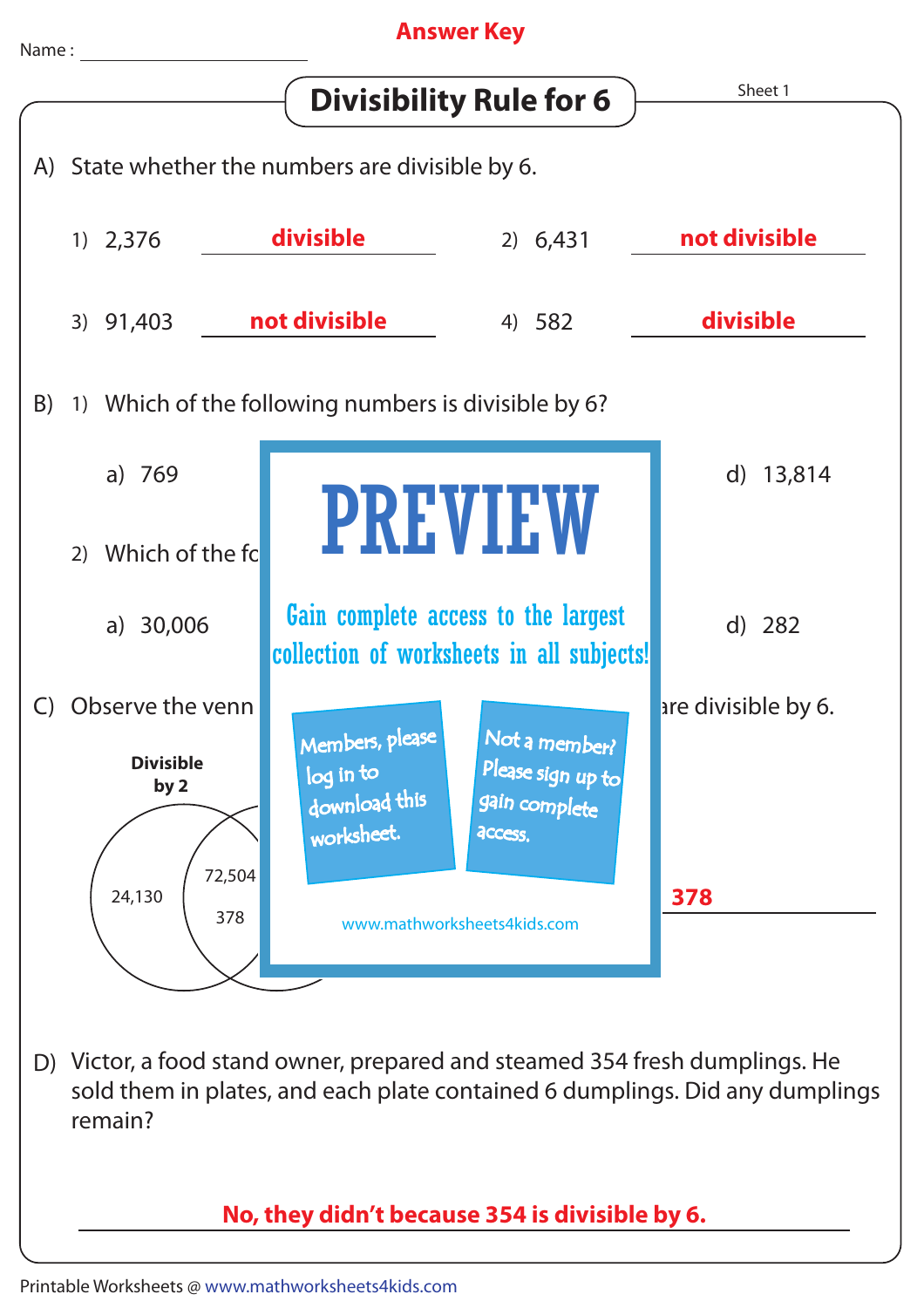Name : ____________________

**Answer Key**

# Divisibility Rule for 6

Sheet 1

A) State whether the numbers are divisible by 6.

1) 2,376 **divisible**

2) 6,431 **not divisible**

3) 91,403 **not divisible**

4) 582 **divisible**

B) 1) Which of the following numbers is divisible by 6?

a) 769

d) 13,814

2) Which of the fo

a) 30,006

d) 282

C) Observe the venn

are divisible by 6.

Divisible by 2

24,130

72,504

378

**378**

PREVIEW

Gain complete access to the largest collection of worksheets in all subjects!

Members, please log in to download this worksheet.

Not a member? Please sign up to gain complete access.

www.mathworksheets4kids.com

D) Victor, a food stand owner, prepared and steamed 354 fresh dumplings. He sold them in plates, and each plate contained 6 dumplings. Did any dumplings remain?

**No, they didn't because 354 is divisible by 6.**

Printable Worksheets @ www.mathworksheets4kids.com